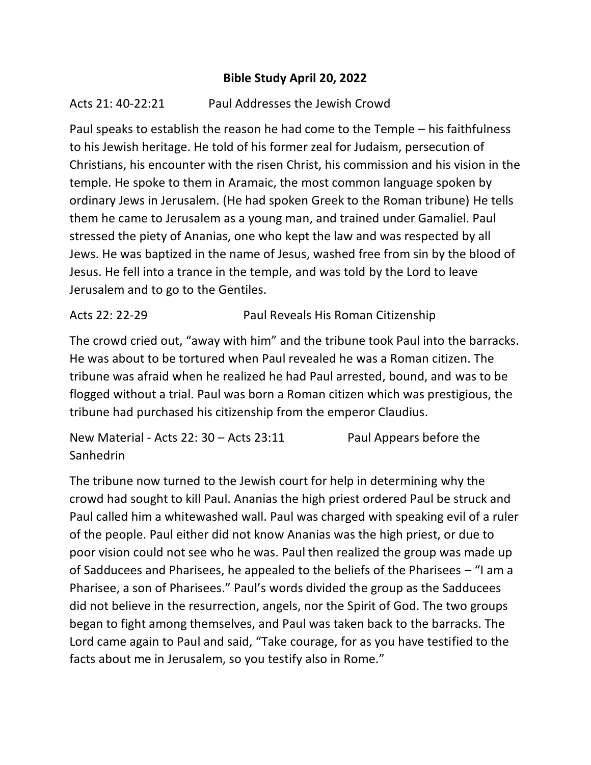# Bible Study April 20, 2022

## Acts 21: 40-22:21 Paul Addresses the Jewish Crowd

Paul speaks to establish the reason he had come to the Temple – his faithfulness to his Jewish heritage. He told of his former zeal for Judaism, persecution of Christians, his encounter with the risen Christ, his commission and his vision in the temple. He spoke to them in Aramaic, the most common language spoken by ordinary Jews in Jerusalem. (He had spoken Greek to the Roman tribune) He tells them he came to Jerusalem as a young man, and trained under Gamaliel. Paul stressed the piety of Ananias, one who kept the law and was respected by all Jews. He was baptized in the name of Jesus, washed free from sin by the blood of Jesus. He fell into a trance in the temple, and was told by the Lord to leave Jerusalem and to go to the Gentiles.

## Acts 22: 22-29 Paul Reveals His Roman Citizenship

The crowd cried out, "away with him" and the tribune took Paul into the barracks. He was about to be tortured when Paul revealed he was a Roman citizen. The tribune was afraid when he realized he had Paul arrested, bound, and was to be flogged without a trial. Paul was born a Roman citizen which was prestigious, the tribune had purchased his citizenship from the emperor Claudius.

## New Material - Acts 22: 30 – Acts 23:11 Paul Appears before the Sanhedrin

The tribune now turned to the Jewish court for help in determining why the crowd had sought to kill Paul. Ananias the high priest ordered Paul be struck and Paul called him a whitewashed wall. Paul was charged with speaking evil of a ruler of the people. Paul either did not know Ananias was the high priest, or due to poor vision could not see who he was. Paul then realized the group was made up of Sadducees and Pharisees, he appealed to the beliefs of the Pharisees – "I am a Pharisee, a son of Pharisees." Paul's words divided the group as the Sadducees did not believe in the resurrection, angels, nor the Spirit of God. The two groups began to fight among themselves, and Paul was taken back to the barracks. The Lord came again to Paul and said, "Take courage, for as you have testified to the facts about me in Jerusalem, so you testify also in Rome."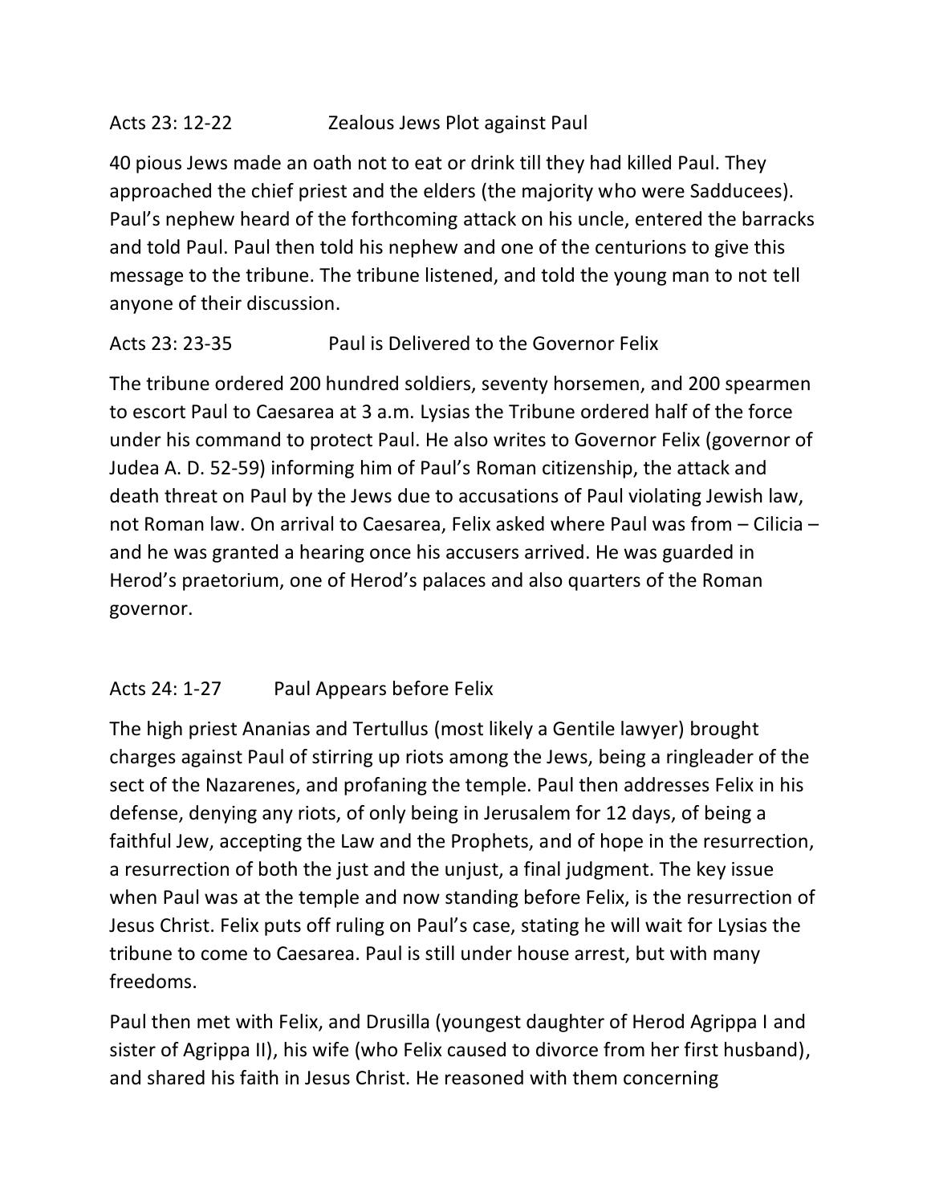Acts 23: 12-22 Zealous Jews Plot against Paul

40 pious Jews made an oath not to eat or drink till they had killed Paul. They approached the chief priest and the elders (the majority who were Sadducees). Paul's nephew heard of the forthcoming attack on his uncle, entered the barracks and told Paul. Paul then told his nephew and one of the centurions to give this message to the tribune. The tribune listened, and told the young man to not tell anyone of their discussion.

Acts 23: 23-35 Paul is Delivered to the Governor Felix

The tribune ordered 200 hundred soldiers, seventy horsemen, and 200 spearmen to escort Paul to Caesarea at 3 a.m. Lysias the Tribune ordered half of the force under his command to protect Paul. He also writes to Governor Felix (governor of Judea A. D. 52-59) informing him of Paul's Roman citizenship, the attack and death threat on Paul by the Jews due to accusations of Paul violating Jewish law, not Roman law. On arrival to Caesarea, Felix asked where Paul was from – Cilicia – and he was granted a hearing once his accusers arrived. He was guarded in Herod's praetorium, one of Herod's palaces and also quarters of the Roman governor.

Acts 24: 1-27 Paul Appears before Felix

The high priest Ananias and Tertullus (most likely a Gentile lawyer) brought charges against Paul of stirring up riots among the Jews, being a ringleader of the sect of the Nazarenes, and profaning the temple. Paul then addresses Felix in his defense, denying any riots, of only being in Jerusalem for 12 days, of being a faithful Jew, accepting the Law and the Prophets, and of hope in the resurrection, a resurrection of both the just and the unjust, a final judgment. The key issue when Paul was at the temple and now standing before Felix, is the resurrection of Jesus Christ. Felix puts off ruling on Paul's case, stating he will wait for Lysias the tribune to come to Caesarea. Paul is still under house arrest, but with many freedoms.

Paul then met with Felix, and Drusilla (youngest daughter of Herod Agrippa I and sister of Agrippa II), his wife (who Felix caused to divorce from her first husband), and shared his faith in Jesus Christ. He reasoned with them concerning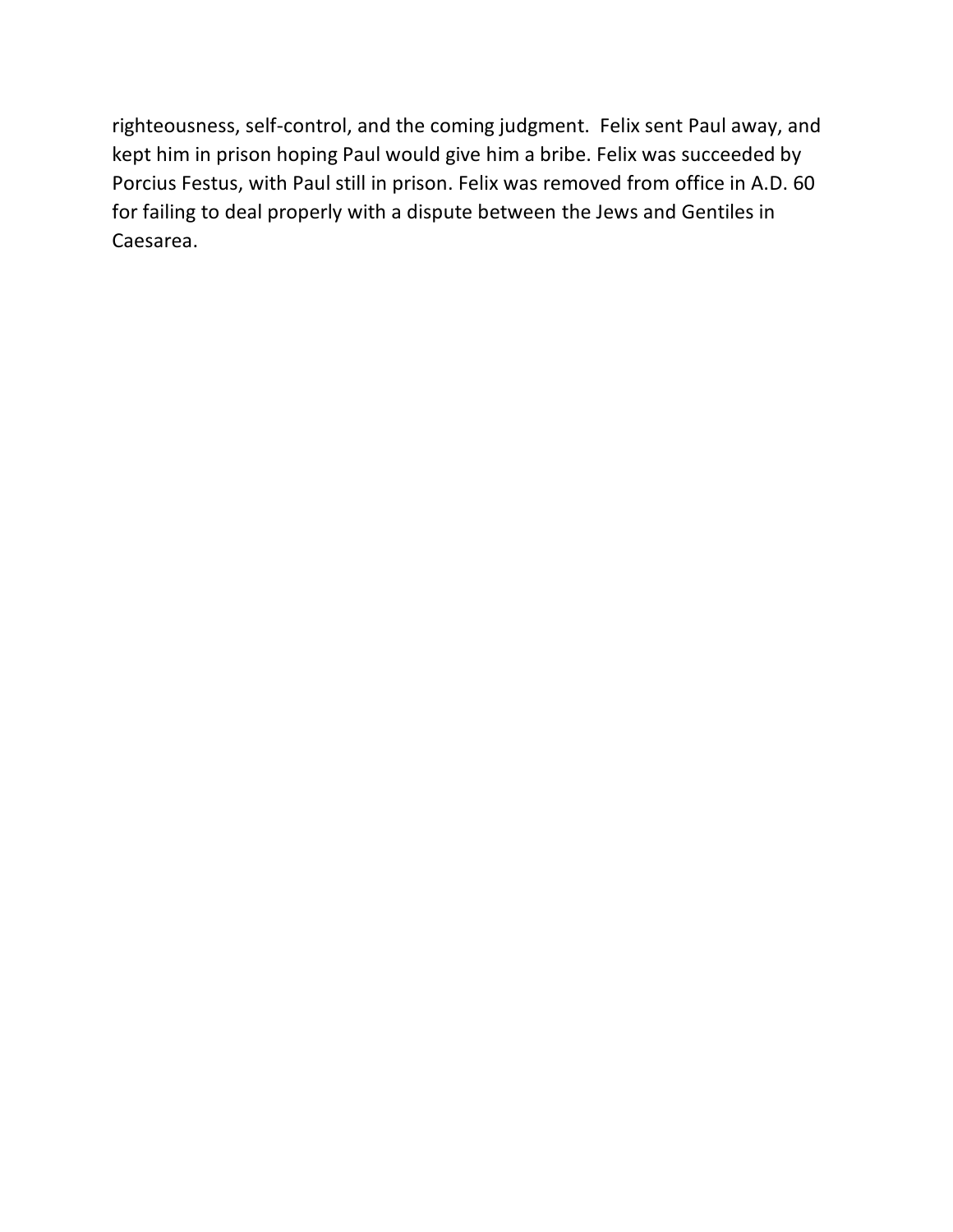righteousness, self-control, and the coming judgment. Felix sent Paul away, and kept him in prison hoping Paul would give him a bribe. Felix was succeeded by Porcius Festus, with Paul still in prison. Felix was removed from office in A.D. 60 for failing to deal properly with a dispute between the Jews and Gentiles in Caesarea.